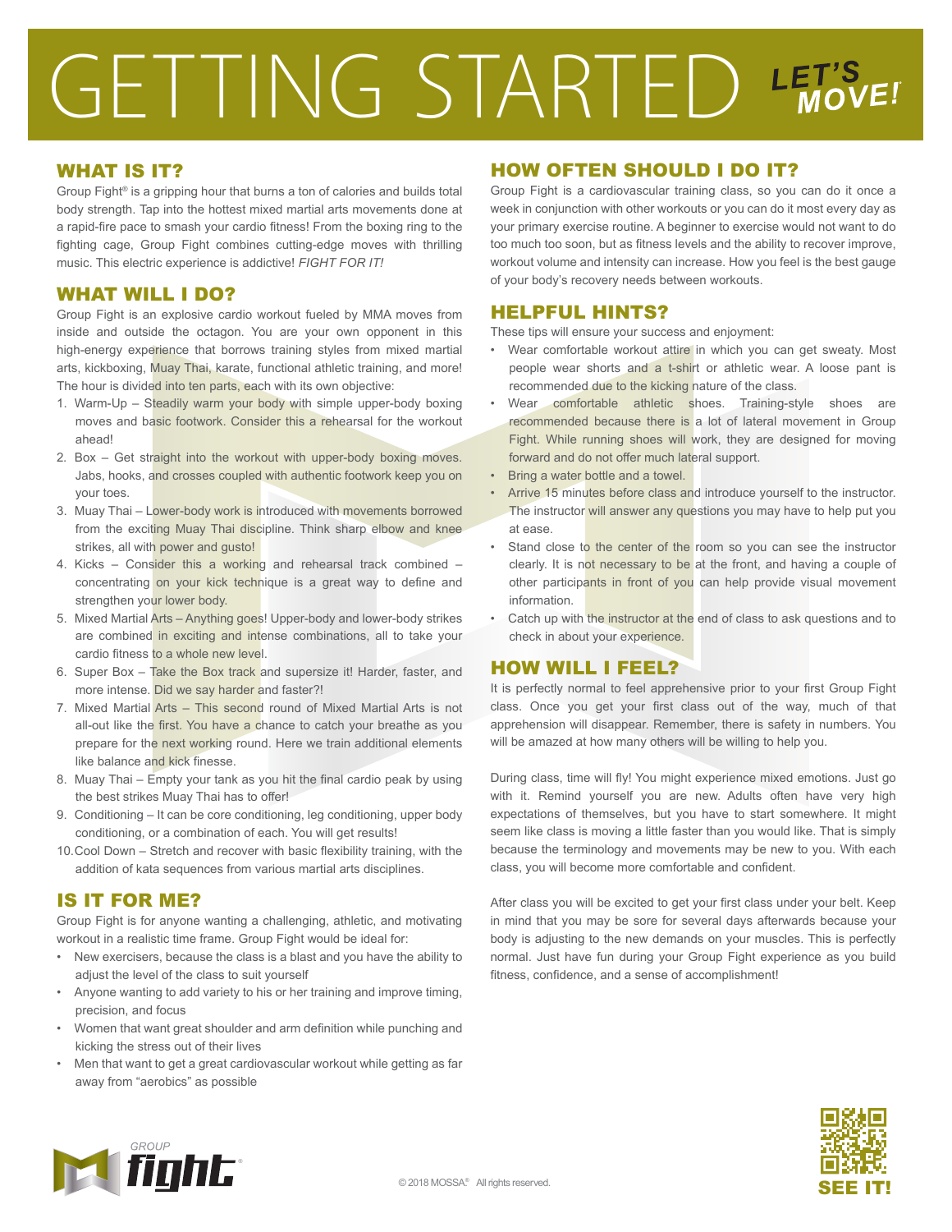# GETTING STARTED LET'S MOVE!

## WHAT IS IT?

Group Fight® is a gripping hour that burns a ton of calories and builds total body strength. Tap into the hottest mixed martial arts movements done at a rapid-fire pace to smash your cardio fitness! From the boxing ring to the fighting cage, Group Fight combines cutting-edge moves with thrilling music. This electric experience is addictive! *FIGHT FOR IT!*

## WHAT WILL I DO?

Group Fight is an explosive cardio workout fueled by MMA moves from inside and outside the octagon. You are your own opponent in this high-energy experience that borrows training styles from mixed martial arts, kickboxing, Muay Thai, karate, functional athletic training, and more! The hour is divided into ten parts, each with its own objective:

1. Warm-Up – Steadily warm your body with simple upper-body boxing moves and basic footwork. Consider this a rehearsal for the workout ahead!
2. Box – Get straight into the workout with upper-body boxing moves. Jabs, hooks, and crosses coupled with authentic footwork keep you on your toes.
3. Muay Thai – Lower-body work is introduced with movements borrowed from the exciting Muay Thai discipline. Think sharp elbow and knee strikes, all with power and gusto!
4. Kicks – Consider this a working and rehearsal track combined – concentrating on your kick technique is a great way to define and strengthen your lower body.
5. Mixed Martial Arts – Anything goes! Upper-body and lower-body strikes are combined in exciting and intense combinations, all to take your cardio fitness to a whole new level.
6. Super Box – Take the Box track and supersize it! Harder, faster, and more intense. Did we say harder and faster?!
7. Mixed Martial Arts – This second round of Mixed Martial Arts is not all-out like the first. You have a chance to catch your breathe as you prepare for the next working round. Here we train additional elements like balance and kick finesse.
8. Muay Thai – Empty your tank as you hit the final cardio peak by using the best strikes Muay Thai has to offer!
9. Conditioning – It can be core conditioning, leg conditioning, upper body conditioning, or a combination of each. You will get results!
10. Cool Down – Stretch and recover with basic flexibility training, with the addition of kata sequences from various martial arts disciplines.

## IS IT FOR ME?

Group Fight is for anyone wanting a challenging, athletic, and motivating workout in a realistic time frame. Group Fight would be ideal for:

- New exercisers, because the class is a blast and you have the ability to adjust the level of the class to suit yourself
- Anyone wanting to add variety to his or her training and improve timing, precision, and focus
- Women that want great shoulder and arm definition while punching and kicking the stress out of their lives
- Men that want to get a great cardiovascular workout while getting as far away from "aerobics" as possible

## HOW OFTEN SHOULD I DO IT?

Group Fight is a cardiovascular training class, so you can do it once a week in conjunction with other workouts or you can do it most every day as your primary exercise routine. A beginner to exercise would not want to do too much too soon, but as fitness levels and the ability to recover improve, workout volume and intensity can increase. How you feel is the best gauge of your body's recovery needs between workouts.

## HELPFUL HINTS?

These tips will ensure your success and enjoyment:

- Wear comfortable workout attire in which you can get sweaty. Most people wear shorts and a t-shirt or athletic wear. A loose pant is recommended due to the kicking nature of the class.
- Wear comfortable athletic shoes. Training-style shoes are recommended because there is a lot of lateral movement in Group Fight. While running shoes will work, they are designed for moving forward and do not offer much lateral support.
- Bring a water bottle and a towel.
- Arrive 15 minutes before class and introduce yourself to the instructor. The instructor will answer any questions you may have to help put you at ease.
- Stand close to the center of the room so you can see the instructor clearly. It is not necessary to be at the front, and having a couple of other participants in front of you can help provide visual movement information.
- Catch up with the instructor at the end of class to ask questions and to check in about your experience.

## HOW WILL I FEEL?

It is perfectly normal to feel apprehensive prior to your first Group Fight class. Once you get your first class out of the way, much of that apprehension will disappear. Remember, there is safety in numbers. You will be amazed at how many others will be willing to help you.

During class, time will fly! You might experience mixed emotions. Just go with it. Remind yourself you are new. Adults often have very high expectations of themselves, but you have to start somewhere. It might seem like class is moving a little faster than you would like. That is simply because the terminology and movements may be new to you. With each class, you will become more comfortable and confident.

After class you will be excited to get your first class under your belt. Keep in mind that you may be sore for several days afterwards because your body is adjusting to the new demands on your muscles. This is perfectly normal. Just have fun during your Group Fight experience as you build fitness, confidence, and a sense of accomplishment!

GROUP fight®

© 2018 MOSSA® All rights reserved.

SEE IT!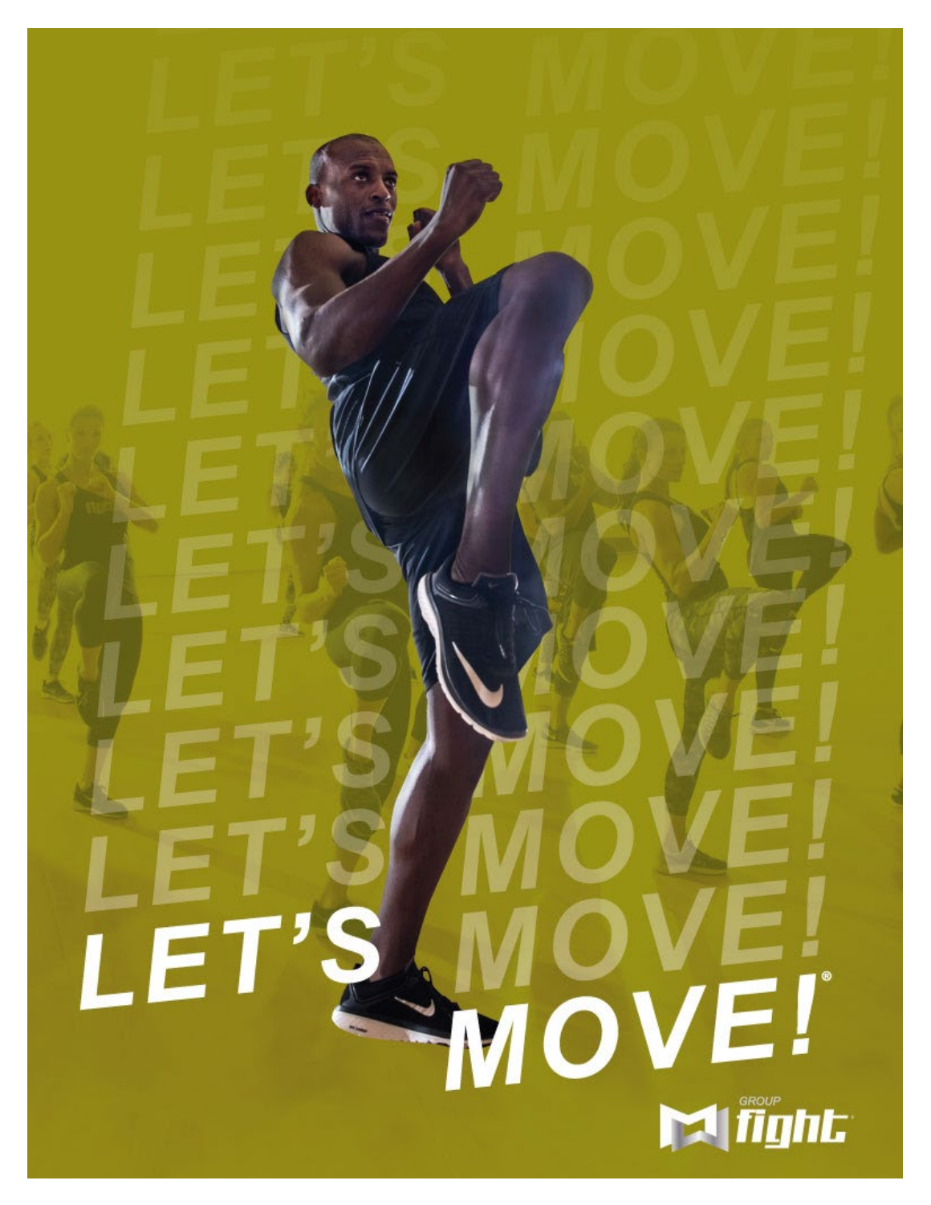LET'S MOVE!®

GROUP fight